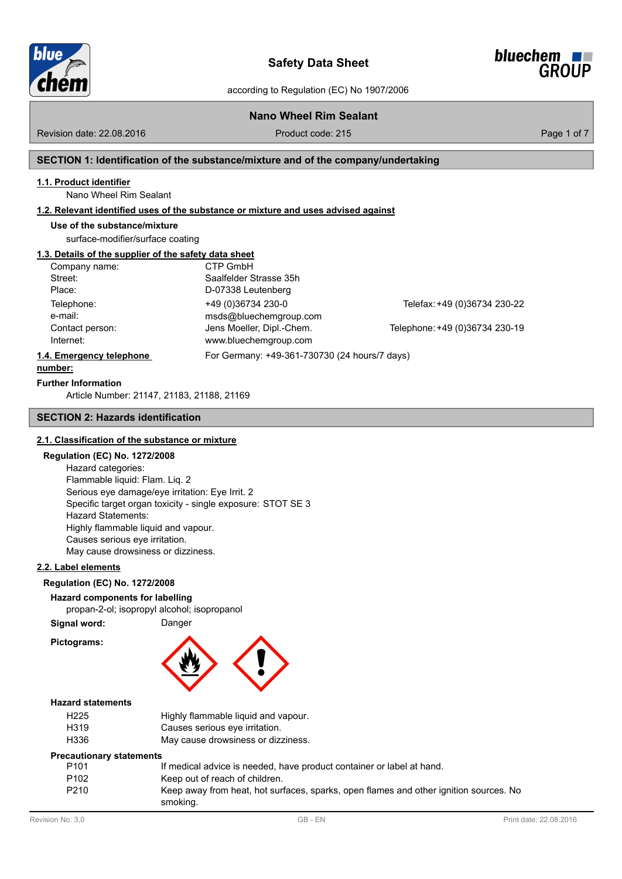# Safety Data Sheet

according to Regulation (EC) No 1907/2006

**Nano Wheel Rim Sealant**

Revision date: 22.08.2016 | Product code: 215

## SECTION 1: Identification of the substance/mixture and of the company/undertaking

### 1.1. Product identifier

Nano Wheel Rim Sealant

### 1.2. Relevant identified uses of the substance or mixture and uses advised against

**Use of the substance/mixture**

surface-modifier/surface coating

### 1.3. Details of the supplier of the safety data sheet

| | | |
|---|---|---|
| Company name: | CTP GmbH | |
| Street: | Saalfelder Strasse 35h | |
| Place: | D-07338 Leutenberg | |
| Telephone: | +49 (0)36734 230-0 | Telefax: +49 (0)36734 230-22 |
| e-mail: | msds@bluechemgroup.com | |
| Contact person: | Jens Moeller, Dipl.-Chem. | Telephone: +49 (0)36734 230-19 |
| Internet: | www.bluechemgroup.com | |

### 1.4. Emergency telephone number:

For Germany: +49-361-730730 (24 hours/7 days)

**Further Information**

Article Number: 21147, 21183, 21188, 21169

## SECTION 2: Hazards identification

### 2.1. Classification of the substance or mixture

**Regulation (EC) No. 1272/2008**

Hazard categories:
Flammable liquid: Flam. Liq. 2
Serious eye damage/eye irritation: Eye Irrit. 2
Specific target organ toxicity - single exposure: STOT SE 3
Hazard Statements:
Highly flammable liquid and vapour.
Causes serious eye irritation.
May cause drowsiness or dizziness.

### 2.2. Label elements

**Regulation (EC) No. 1272/2008**

**Hazard components for labelling**

propan-2-ol; isopropyl alcohol; isopropanol

**Signal word:** Danger

**Pictograms:**

**Hazard statements**

| | |
|---|---|
| H225 | Highly flammable liquid and vapour. |
| H319 | Causes serious eye irritation. |
| H336 | May cause drowsiness or dizziness. |

**Precautionary statements**

| | |
|---|---|
| P101 | If medical advice is needed, have product container or label at hand. |
| P102 | Keep out of reach of children. |
| P210 | Keep away from heat, hot surfaces, sparks, open flames and other ignition sources. No smoking. |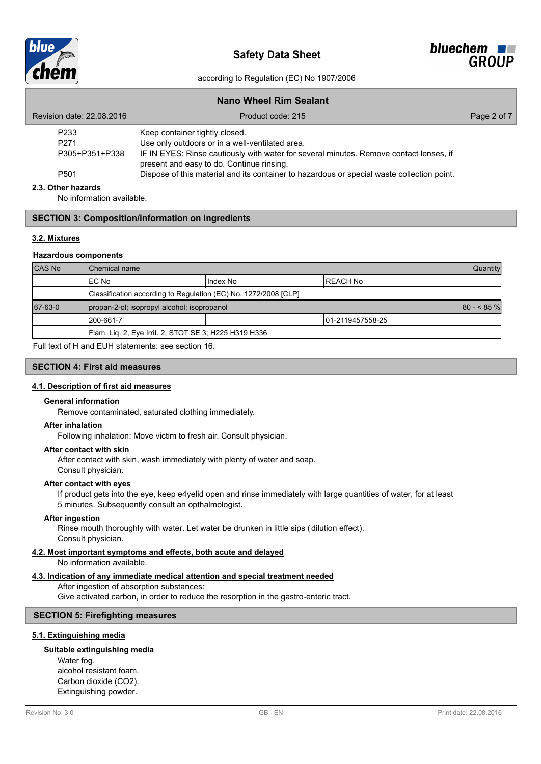| | |
|---|---|
| P233 | Keep container tightly closed. |
| P271 | Use only outdoors or in a well-ventilated area. |
| P305+P351+P338 | IF IN EYES: Rinse cautiously with water for several minutes. Remove contact lenses, if present and easy to do. Continue rinsing. |
| P501 | Dispose of this material and its container to hazardous or special waste collection point. |

### 2.3. Other hazards

No information available.

## SECTION 3: Composition/information on ingredients

### 3.2. Mixtures

**Hazardous components**

| CAS No | Chemical name | | | Quantity |
|---|---|---|---|---|
| | EC No | Index No | REACH No | |
| | Classification according to Regulation (EC) No. 1272/2008 [CLP] | | | |
| 67-63-0 | propan-2-ol; isopropyl alcohol; isopropanol | | | 80 - < 85 % |
| | 200-661-7 | | 01-2119457558-25 | |
| | Flam. Liq. 2, Eye Irrit. 2, STOT SE 3; H225 H319 H336 | | | |

Full text of H and EUH statements: see section 16.

## SECTION 4: First aid measures

### 4.1. Description of first aid measures

**General information**

Remove contaminated, saturated clothing immediately.

**After inhalation**

Following inhalation: Move victim to fresh air. Consult physician.

**After contact with skin**

After contact with skin, wash immediately with plenty of water and soap.
Consult physician.

**After contact with eyes**

If product gets into the eye, keep e4yelid open and rinse immediately with large quantities of water, for at least 5 minutes. Subsequently consult an opthalmologist.

**After ingestion**

Rinse mouth thoroughly with water. Let water be drunken in little sips (dilution effect).
Consult physician.

### 4.2. Most important symptoms and effects, both acute and delayed

No information available.

### 4.3. Indication of any immediate medical attention and special treatment needed

After ingestion of absorption substances:
Give activated carbon, in order to reduce the resorption in the gastro-enteric tract.

## SECTION 5: Firefighting measures

### 5.1. Extinguishing media

**Suitable extinguishing media**

Water fog.
alcohol resistant foam.
Carbon dioxide ($CO_2$).
Extinguishing powder.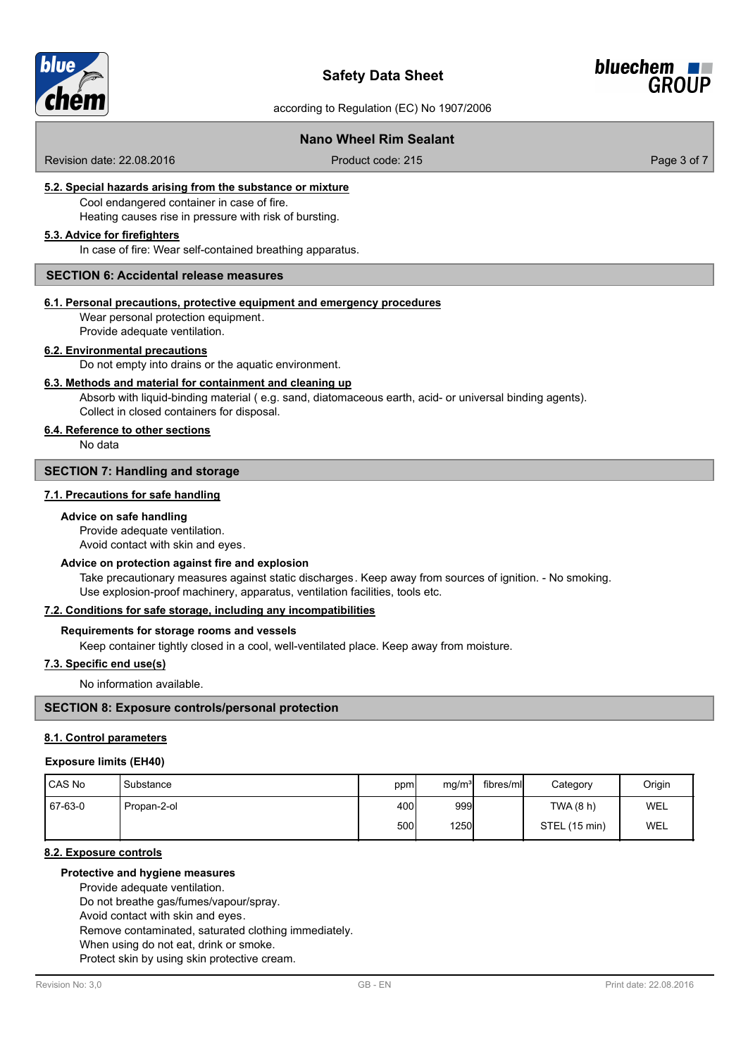#### 5.2. Special hazards arising from the substance or mixture

Cool endangered container in case of fire.
Heating causes rise in pressure with risk of bursting.

#### 5.3. Advice for firefighters

In case of fire: Wear self-contained breathing apparatus.

## SECTION 6: Accidental release measures

#### 6.1. Personal precautions, protective equipment and emergency procedures

Wear personal protection equipment.
Provide adequate ventilation.

#### 6.2. Environmental precautions

Do not empty into drains or the aquatic environment.

#### 6.3. Methods and material for containment and cleaning up

Absorb with liquid-binding material ( e.g. sand, diatomaceous earth, acid- or universal binding agents).
Collect in closed containers for disposal.

#### 6.4. Reference to other sections

No data

## SECTION 7: Handling and storage

#### 7.1. Precautions for safe handling

**Advice on safe handling**

Provide adequate ventilation.
Avoid contact with skin and eyes.

**Advice on protection against fire and explosion**

Take precautionary measures against static discharges. Keep away from sources of ignition. - No smoking.
Use explosion-proof machinery, apparatus, ventilation facilities, tools etc.

#### 7.2. Conditions for safe storage, including any incompatibilities

**Requirements for storage rooms and vessels**

Keep container tightly closed in a cool, well-ventilated place. Keep away from moisture.

#### 7.3. Specific end use(s)

No information available.

## SECTION 8: Exposure controls/personal protection

#### 8.1. Control parameters

**Exposure limits (EH40)**

| CAS No | Substance | ppm | mg/m³ | fibres/ml | Category | Origin |
|---|---|---|---|---|---|---|
| 67-63-0 | Propan-2-ol | 400 | 999 | | TWA (8 h) | WEL |
| | | 500 | 1250 | | STEL (15 min) | WEL |

#### 8.2. Exposure controls

**Protective and hygiene measures**

Provide adequate ventilation.
Do not breathe gas/fumes/vapour/spray.
Avoid contact with skin and eyes.
Remove contaminated, saturated clothing immediately.
When using do not eat, drink or smoke.
Protect skin by using skin protective cream.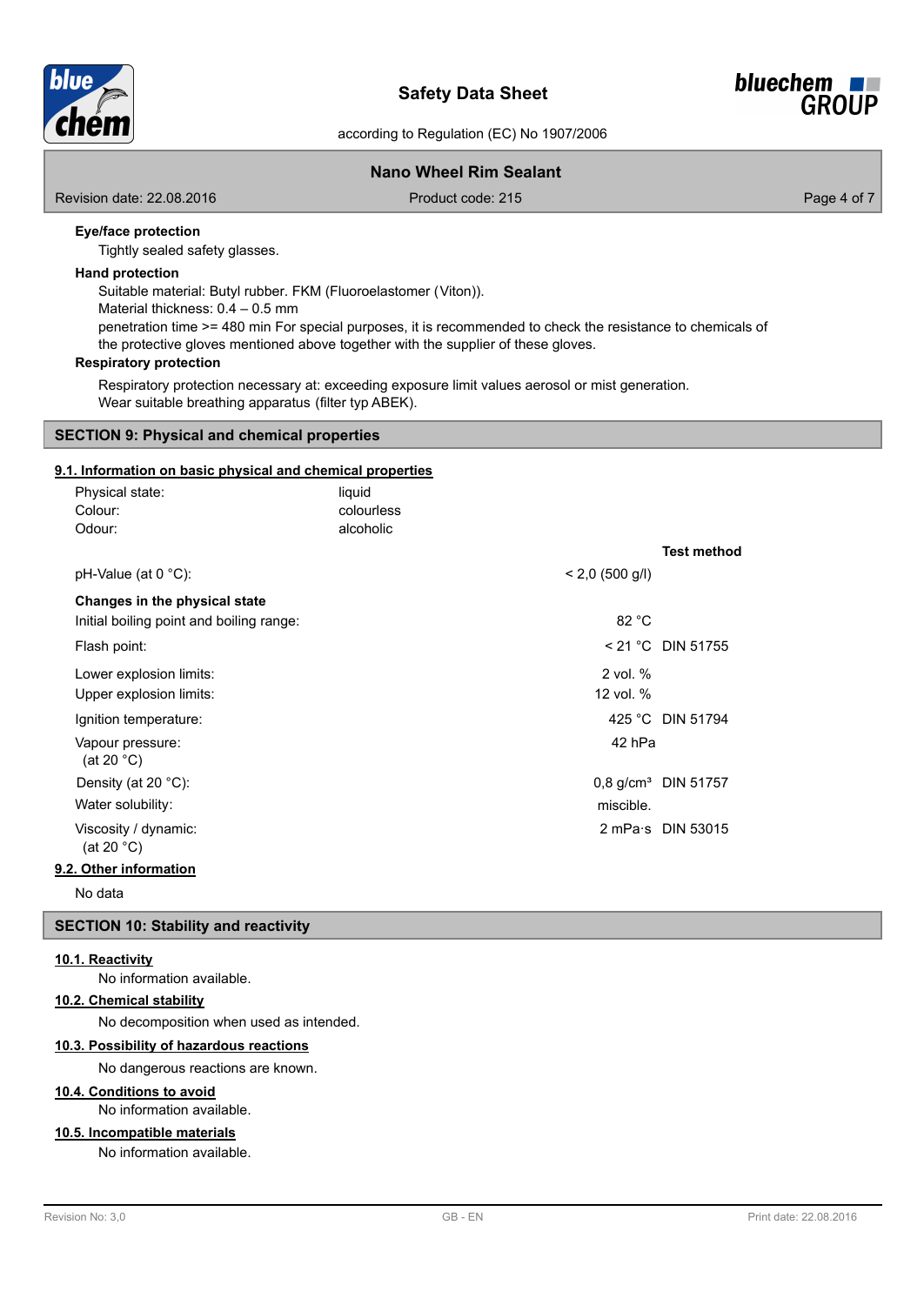**Eye/face protection**

Tightly sealed safety glasses.

**Hand protection**

Suitable material: Butyl rubber. FKM (Fluoroelastomer (Viton)).
Material thickness: 0.4 – 0.5 mm
penetration time >= 480 min For special purposes, it is recommended to check the resistance to chemicals of the protective gloves mentioned above together with the supplier of these gloves.

**Respiratory protection**

Respiratory protection necessary at: exceeding exposure limit values aerosol or mist generation.
Wear suitable breathing apparatus (filter typ ABEK).

## SECTION 9: Physical and chemical properties

### 9.1. Information on basic physical and chemical properties

| | | |
|---|---|---|
| Physical state: | liquid | |
| Colour: | colourless | |
| Odour: | alcoholic | |

| | | Test method |
|---|---|---|
| pH-Value (at 0 °C): | < 2,0 (500 g/l) | |
| **Changes in the physical state** | | |
| Initial boiling point and boiling range: | 82 °C | |
| Flash point: | < 21 °C | DIN 51755 |
| Lower explosion limits: | 2 vol. % | |
| Upper explosion limits: | 12 vol. % | |
| Ignition temperature: | 425 °C | DIN 51794 |
| Vapour pressure: (at 20 °C) | 42 hPa | |
| Density (at 20 °C): | 0,8 g/cm³ | DIN 51757 |
| Water solubility: | miscible. | |
| Viscosity / dynamic: (at 20 °C) | 2 mPa·s | DIN 53015 |

### 9.2. Other information

No data

## SECTION 10: Stability and reactivity

### 10.1. Reactivity

No information available.

### 10.2. Chemical stability

No decomposition when used as intended.

### 10.3. Possibility of hazardous reactions

No dangerous reactions are known.

### 10.4. Conditions to avoid

No information available.

### 10.5. Incompatible materials

No information available.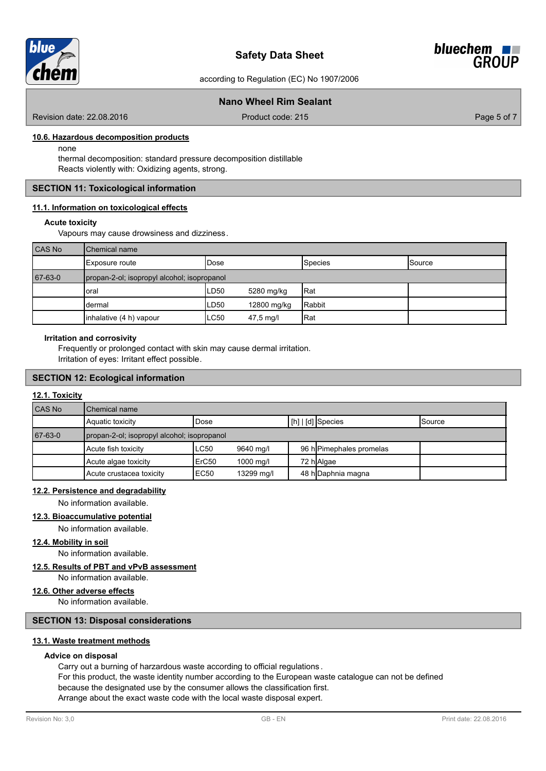#### 10.6. Hazardous decomposition products

none
thermal decomposition: standard pressure decomposition distillable
Reacts violently with: Oxidizing agents, strong.

## SECTION 11: Toxicological information

#### 11.1. Information on toxicological effects

**Acute toxicity**

Vapours may cause drowsiness and dizziness.

| CAS No | Chemical name | | | | |
|---|---|---|---|---|---|
| | Exposure route | Dose | | Species | Source |
| 67-63-0 | propan-2-ol; isopropyl alcohol; isopropanol | | | | |
| | oral | LD50 | 5280 mg/kg | Rat | |
| | dermal | LD50 | 12800 mg/kg | Rabbit | |
| | inhalative (4 h) vapour | LC50 | 47,5 mg/l | Rat | |

**Irritation and corrosivity**

Frequently or prolonged contact with skin may cause dermal irritation.
Irritation of eyes: Irritant effect possible.

## SECTION 12: Ecological information

#### 12.1. Toxicity

| CAS No | Chemical name | | | | | |
|---|---|---|---|---|---|---|
| | Aquatic toxicity | Dose | | [h] \| [d] | Species | Source |
| 67-63-0 | propan-2-ol; isopropyl alcohol; isopropanol | | | | | |
| | Acute fish toxicity | LC50 | 9640 mg/l | 96 h | Pimephales promelas | |
| | Acute algae toxicity | ErC50 | 1000 mg/l | 72 h | Algae | |
| | Acute crustacea toxicity | EC50 | 13299 mg/l | 48 h | Daphnia magna | |

#### 12.2. Persistence and degradability

No information available.

#### 12.3. Bioaccumulative potential

No information available.

#### 12.4. Mobility in soil

No information available.

#### 12.5. Results of PBT and vPvB assessment

No information available.

#### 12.6. Other adverse effects

No information available.

## SECTION 13: Disposal considerations

#### 13.1. Waste treatment methods

**Advice on disposal**

Carry out a burning of harzardous waste according to official regulations.
For this product, the waste identity number according to the European waste catalogue can not be defined because the designated use by the consumer allows the classification first.
Arrange about the exact waste code with the local waste disposal expert.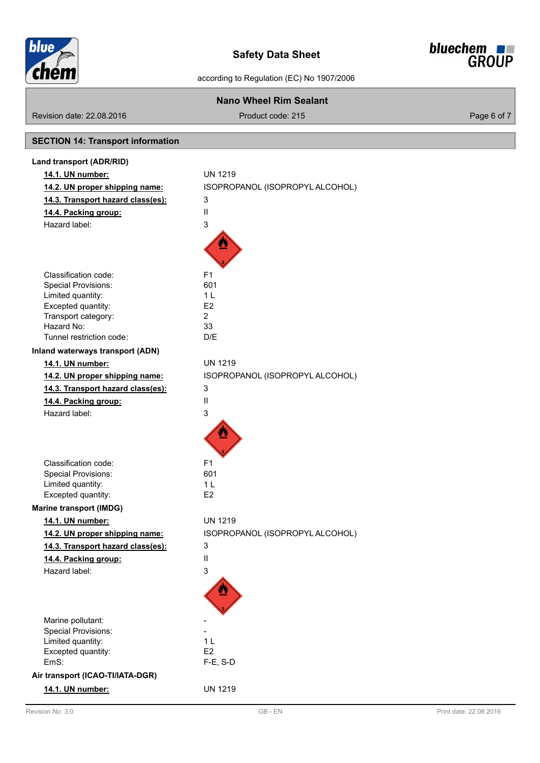## SECTION 14: Transport information

### Land transport (ADR/RID)

| | |
|---|---|
| **14.1. UN number:** | UN 1219 |
| **14.2. UN proper shipping name:** | ISOPROPANOL (ISOPROPYL ALCOHOL) |
| **14.3. Transport hazard class(es):** | 3 |
| **14.4. Packing group:** | II |
| Hazard label: | 3 |
| Classification code: | F1 |
| Special Provisions: | 601 |
| Limited quantity: | 1 L |
| Excepted quantity: | E2 |
| Transport category: | 2 |
| Hazard No: | 33 |
| Tunnel restriction code: | D/E |

### Inland waterways transport (ADN)

| | |
|---|---|
| **14.1. UN number:** | UN 1219 |
| **14.2. UN proper shipping name:** | ISOPROPANOL (ISOPROPYL ALCOHOL) |
| **14.3. Transport hazard class(es):** | 3 |
| **14.4. Packing group:** | II |
| Hazard label: | 3 |
| Classification code: | F1 |
| Special Provisions: | 601 |
| Limited quantity: | 1 L |
| Excepted quantity: | E2 |

### Marine transport (IMDG)

| | |
|---|---|
| **14.1. UN number:** | UN 1219 |
| **14.2. UN proper shipping name:** | ISOPROPANOL (ISOPROPYL ALCOHOL) |
| **14.3. Transport hazard class(es):** | 3 |
| **14.4. Packing group:** | II |
| Hazard label: | 3 |
| Marine pollutant: | - |
| Special Provisions: | - |
| Limited quantity: | 1 L |
| Excepted quantity: | E2 |
| EmS: | F-E, S-D |

### Air transport (ICAO-TI/IATA-DGR)

| | |
|---|---|
| **14.1. UN number:** | UN 1219 |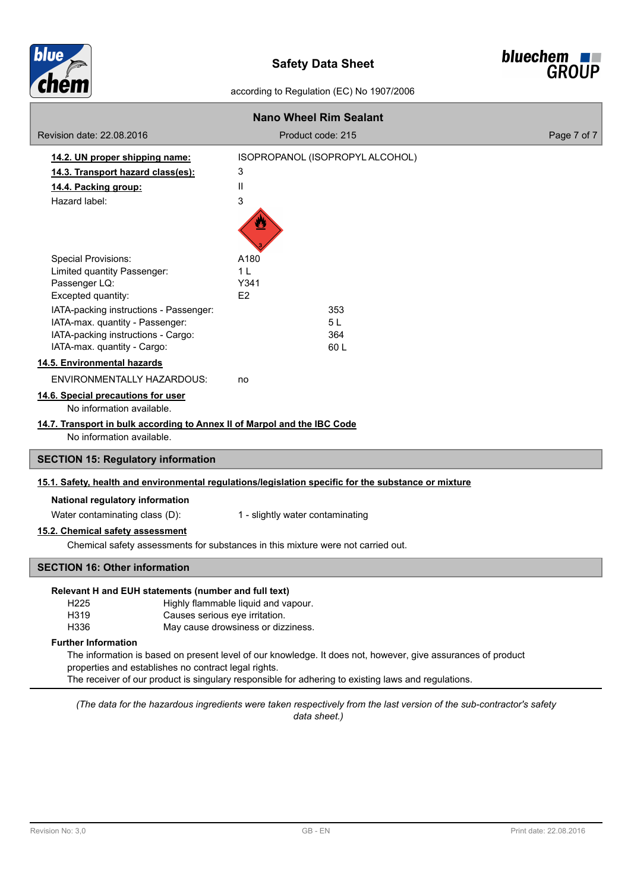**14.2. UN proper shipping name:** ISOPROPANOL (ISOPROPYL ALCOHOL)

**14.3. Transport hazard class(es):** 3

**14.4. Packing group:** II

Hazard label: 3

| | |
|---|---|
| Special Provisions: | A180 |
| Limited quantity Passenger: | 1 L |
| Passenger LQ: | Y341 |
| Excepted quantity: | E2 |
| IATA-packing instructions - Passenger: | 353 |
| IATA-max. quantity - Passenger: | 5 L |
| IATA-packing instructions - Cargo: | 364 |
| IATA-max. quantity - Cargo: | 60 L |

**14.5. Environmental hazards**

ENVIRONMENTALLY HAZARDOUS: no

**14.6. Special precautions for user**

No information available.

**14.7. Transport in bulk according to Annex II of Marpol and the IBC Code**

No information available.

## SECTION 15: Regulatory information

**15.1. Safety, health and environmental regulations/legislation specific for the substance or mixture**

**National regulatory information**

Water contaminating class (D): 1 - slightly water contaminating

**15.2. Chemical safety assessment**

Chemical safety assessments for substances in this mixture were not carried out.

## SECTION 16: Other information

**Relevant H and EUH statements (number and full text)**

| | |
|---|---|
| H225 | Highly flammable liquid and vapour. |
| H319 | Causes serious eye irritation. |
| H336 | May cause drowsiness or dizziness. |

**Further Information**

The information is based on present level of our knowledge. It does not, however, give assurances of product properties and establishes no contract legal rights.
The receiver of our product is singulary responsible for adhering to existing laws and regulations.

*(The data for the hazardous ingredients were taken respectively from the last version of the sub-contractor's safety data sheet.)*